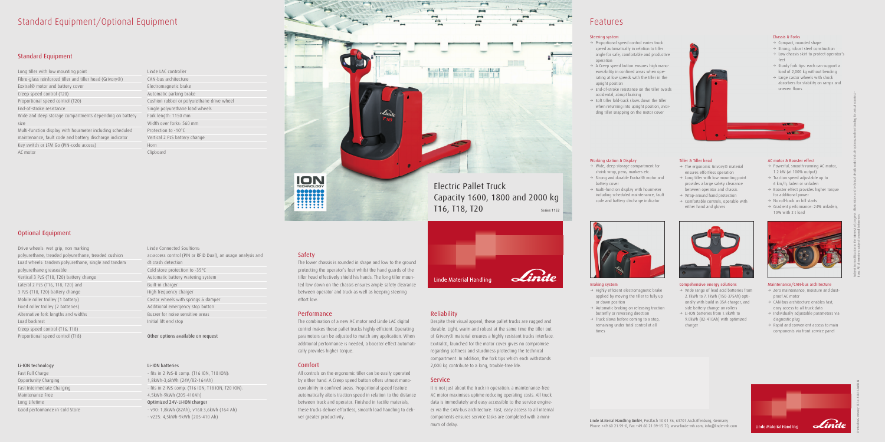# Standard Equipment/Optional Equipment

## Standard Equipment

| | |
|---|---|
| Long tiller with low mounting point | Linde LAC controller |
| Fibre-glass reinforced tiller and tiller head (Grivory®) | CAN-bus architecture |
| Exxtral® motor and battery cover | Electromagnetic brake |
| Creep speed control (T20) | Automatic parking brake |
| Proportional speed control (T20) | Cushion rubber or polyurethane drive wheel |
| End-of-stroke resistance | Single polyurethane load wheels |
| Wide and deep storage compartments depending on battery size | Fork length: 1150 mm |
| Multi-function display with hourmeter including scheduled maintenance, fault code and battery discharge indicator | Width over forks: 560 mm |
| Key switch or LFM Go (PIN-code access) | Protection to -10°C |
| AC motor | Vertical 2 PzS battery change |
| | Horn |
| | Clipboard |

## Optional Equipment

| | |
|---|---|
| Drive wheels: wet grip, non marking polyurethane, treaded polyurethane, treaded cushion | Linde Connected Soultions: ac:access control (PIN or RFID Dual), an:usage analysis and dt:crash detection |
| Load wheels: tandem polyurethane, single and tandem polyurethane greaseable | Cold store protection to -35°C |
| Vertical 3 PzS (T18, T20) battery change | Automatic battery watering system |
| Lateral 2 PzS (T16, T18, T20) and 3 PzS (T18, T20) battery change | Built-in charger |
| | High frequency charger |
| Mobile roller trolley (1 battery) | Castor wheels with springs & damper |
| Fixed roller trolley (2 batteries) | Additional emergency stop button |
| Alternative fork lengths and widths | Buzzer for noise sensitive areas |
| Load backrest | Initial lift end stop |
| Creep speed control (T16, T18) | |
| Proportional speed control (T18) | Other options available on request |

### Li-ION technology

- Fast Full Charge
- Opportunity Charging
- Fast Intermediate Charging
- Maintenance Free
- Long Lifetime
- Good performance in Cold Store

### Li-ION batteries

- fits in 2 PzS-B comp. (T16 ION, T18 ION): 1,8kWh-3,6kWh (24V/82-164Ah)
- fits in 2 PzS comp. (T16 ION, T18 ION, T20 ION): 4,5kWh-9kWh (205-410Ah)

**Optimized 24V-Li-ION charger**

- v90: 1,8kWh (82Ah); v160:3,6kWh (164 Ah)
- v225: 4,5kWh-9kWh (205-410 Ah)

# Electric Pallet Truck Capacity 1600, 1800 and 2000 kg T16, T18, T20

Series 1152

Linde Material Handling

## Safety

The lower chassis is rounded in shape and low to the ground protecting the operator's feet whilst the hand guards of the tiller head effectively shield his hands. The long tiller mounted low down on the chassis ensures ample safety clearance between operator and truck as well as keeping steering effort low.

## Performance

The combination of a new AC motor and Linde LAC digital control makes these pallet trucks highly efficient. Operating parameters can be adjusted to match any application. When additional performance is needed, a booster effect automatically provides higher torque.

## Comfort

All controls on the ergonomic tiller can be easily operated by either hand. A Creep speed button offers utmost manoeuvrability in confined areas. Proportional speed feature automatically alters traction speed in relation to the distance between truck and operator. Finished in tactile materials, these trucks deliver effortless, smooth load handling to deliver greater productivity.

## Reliability

Despite their visual appeal, these pallet trucks are rugged and durable. Light, warm and robust at the same time the tiller out of Grivory® material ensures a highly resistant trucks interface. Exxtral®, launched for the motor cover gives no compromise regarding softness and sturdiness protecting the technical compartment. In addition, the fork tips which each withstands 2,000 kg contribute to a long, trouble-free life.

## Service

It is not just about the truck in operation: a maintenance-free AC motor maximises uptime reducing operating costs. All truck data is immediately and easy accessible to the service engineer via the CAN-bus architecture. Fast, easy access to all internal components ensures service tasks are completed with a minimum of delay.

# Features

### Steering system

- → Proportional speed control varies truck speed automatically in relation to tiller angle for safe, comfortable and productive operation
- → A Creep speed button ensures high manoeuvrability in confined areas when operating at low speeds with the tiller in the upright position
- → End-of-stroke resistance on the tiller avoids accidental, abrupt braking
- → Soft tiller fold-back slows down the tiller when returning into upright position, avoiding tiller snapping on the motor cover

### Chassis & Forks

- → Compact, rounded shape
- → Strong, robust steel construction
- → Low chassis skirt to protect operator's feet
- → Sturdy fork tips: each can support a load of 2,000 kg without bending
- → Large castor wheels with shock absorbers for stability on ramps and uneven floors

### Working station & Display

- → Wide, deep storage compartment for shrink wrap, pens, markers etc.
- → Strong and durable Exxtral® motor and battery cover
- → Multi-function display with hourmeter including scheduled maintenance, fault code and battery discharge indicator

### Tiller & Tiller head

- → The ergonomic Grivory® material ensures effortless operation
- → Long tiller with low mounting point provides a large safety clearance between operator and chassis
- → Wrap-around hand protection
- → Comfortable controls, operable with either hand and gloves

### AC motor & Booster effect

- → Powerful, smooth-running AC motor, 1.2 kW (at 100% output)
- → Traction speed adjustable up to 6 km/h, laden or unladen
- → Booster effect provides higher torque for additional power
- → No roll-back on hill starts
- → Gradient performance: 24% unladen, 10% with 2 t load

### Braking system

- → Highly efficient electromagnetic brake applied by moving the tiller to fully up or down position
- → Automatic braking on releasing traction butterfly or reversing direction
- → Truck slows before coming to a stop, remaining under total control at all times

### Comprehensive energy solutions

- → Wide range of lead acid batteries from 2.1kWh to 7.1kWh (150-375Ah) optionally with build in 35A charger, and side battery change on rollers
- → Li-ION batteries from 1.8kWh to 9.0kWh (82-410Ah) with optimized charger

### Maintenance/CAN-bus architecture

- → Zero maintenance, moisture and dust-proof AC motor
- → CAN-bus architecture enables fast, easy access to all truck data
- → Individually adjustable parameters via diagnostic plug
- → Rapid and convenient access to main components via front service panel

Linde Material Handling GmbH, Postfach 10 01 36, 63701 Aschaffenburg, Germany
Phone +49.60 21.99-0, Fax +49.60 21.99-15 70, www.linde-mh.com, info@linde-mh.com

Linde Material Handling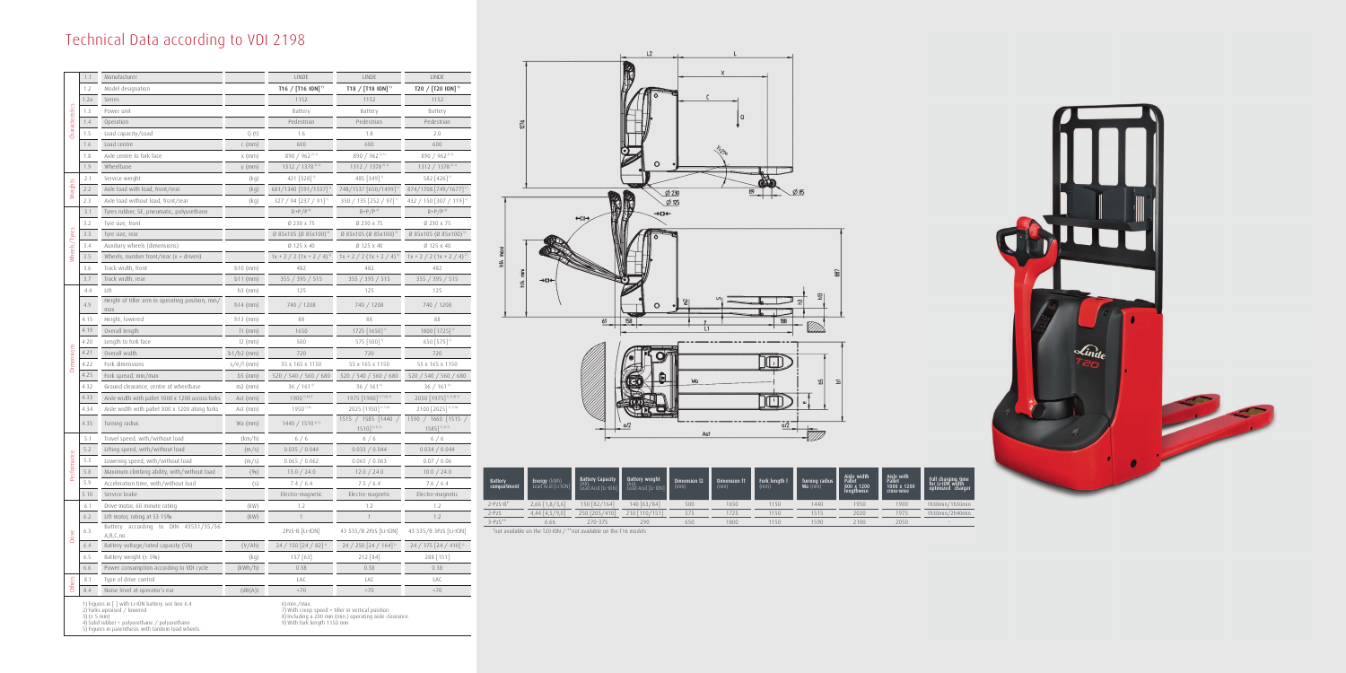# Technical Data according to VDI 2198

| | | | | | | |
|---|---|---|---|---|---|---|
| Characteristics | 1.1 | Manufacturer | | LINDE | LINDE | LINDE |
| | 1.2 | Model designation | | T16 / [T16 ION][1] | T18 / [T18 ION][1] | T20 / [T20 ION][1] |
| | 1.2a | Series | | 1152 | 1152 | 1152 |
| | 1.3 | Power unit | | Battery | Battery | Battery |
| | 1.4 | Operation | | Pedestrian | Pedestrian | Pedestrian |
| | 1.5 | Load capacity/Load | Q (t) | 1.6 | 1.8 | 2.0 |
| | 1.6 | Load centre | c (mm) | 600 | 600 | 600 |
| | 1.8 | Axle centre to fork face | x (mm) | 890 / 962[2,5] | 890 / 962[2,5] | 890 / 962[2,5] |
| | 1.9 | Wheelbase | y (mm) | 1312 / 1378[2,5] | 1312 / 1378[2,5] | 1312 / 1378[2,5] |
| Weights | 2.1 | Service weight | (kg) | 421 [328][1] | 485 [349][1] | 582 [426][1] |
| | 2.2 | Axle load with load, front/rear | (kg) | 681/1340 [591/1337][1] | 748/1537 [650/1499][1] | 874/1708 [749/1677][1] |
| | 2.3 | Axle load without load, front/rear | (kg) | 327 / 94 [237 / 91][1] | 350 / 135 [252 / 97][1] | 432 / 150 [307 / 119][1] |
| Wheels/Tyres | 3.1 | Tyres rubber, SE, pneumatic, polyurethane | | R+P/P[4] | R+P/P[4] | R+P/P[4] |
| | 3.2 | Tyre size, front | | Ø 230 x 75 | Ø 230 x 75 | Ø 230 x 75 |
| | 3.3 | Tyre size, rear | | Ø 85x105 (Ø 85x100)[5] | Ø 85x105 (Ø 85x100)[5] | Ø 85x105 (Ø 85x100)[5] |
| | 3.4 | Auxiliary wheels (dimensions) | | Ø 125 x 40 | Ø 125 x 40 | Ø 125 x 40 |
| | 3.5 | Wheels, number front/rear (x = driven) | | 1x + 2 / 2 (1x + 2 / 4)[5] | 1x + 2 / 2 (1x + 2 / 4)[5] | 1x + 2 / 2 (1x + 2 / 4)[5] |
| | 3.6 | Track width, front | b10 (mm) | 482 | 482 | 482 |
| | 3.7 | Track width, rear | b11 (mm) | 355 / 395 / 515 | 355 / 395 / 515 | 355 / 395 / 515 |
| Dimensions | 4.4 | Lift | h3 (mm) | 125 | 125 | 125 |
| | 4.9 | Height of tiller arm in operating position, min/max | h14 (mm) | 740 / 1208 | 740 / 1208 | 740 / 1208 |
| | 4.15 | Height, lowered | h13 (mm) | 88 | 88 | 88 |
| | 4.19 | Overall length | l1 (mm) | 1650 | 1725 [1650][1] | 1800 [1725][1] |
| | 4.20 | Length to fork face | l2 (mm) | 500 | 575 [500][1] | 650 [575][1] |
| | 4.21 | Overall width | b1/b2 (mm) | 720 | 720 | 720 |
| | 4.22 | Fork dimensions | s/e/l (mm) | 55 x 165 x 1150 | 55 x 165 x 1150 | 55 x 165 x 1150 |
| | 4.25 | Fork spread, min/max | b5 (mm) | 520 / 540 / 560 / 680 | 520 / 540 / 560 / 680 | 520 / 540 / 560 / 680 |
| | 4.32 | Ground clearance, centre of wheelbase | m2 (mm) | 36 / 161[6] | 36 / 161[6] | 36 / 161[6] |
| | 4.33 | Aisle width with pallet 1000 x 1200 across forks | Ast (mm) | 1900[7,8,9] | 1975 [1900][1,7,8,9] | 2050 [1975][1,7,8,9] |
| | 4.34 | Aisle width with pallet 800 x 1200 along forks | Ast (mm) | 1950[7,9] | 2025 [1950][1,7,9] | 2100 [2025][1,7,9] |
| | 4.35 | Turning radius | Wa (mm) | 1440 / 1510[2,5] | 1515 / 1585 [1440 / 1510][1,2,5] | 1590 / 1660 [1515 / 1585][1,2,5] |
| Performance | 5.1 | Travel speed, with/without load | (km/h) | 6 / 6 | 6 / 6 | 6 / 6 |
| | 5.2 | Lifting speed, with/without load | (m/s) | 0.035 / 0.044 | 0.033 / 0.044 | 0.034 / 0.044 |
| | 5.3 | Lowering speed, with/without load | (m/s) | 0.065 / 0.062 | 0.065 / 0.063 | 0.07 / 0.06 |
| | 5.8 | Maximum climbing ability, with/without load | (%) | 13.0 / 24.0 | 12.0 / 24.0 | 10.0 / 24.0 |
| | 5.9 | Acceleration time, with/without load | (s) | 7.4 / 6.4 | 7.5 / 6.4 | 7.6 / 6.4 |
| | 5.10 | Service brake | | Electro-magnetic | Electro-magnetic | Electro-magnetic |
| Drive | 6.1 | Drive motor, 60 minute rating | (kW) | 1.2 | 1.2 | 1.2 |
| | 6.2 | Lift motor, rating at S3 15% | (kW) | 1 | 1 | 1.2 |
| | 6.3 | Battery according to DIN 43531/35/36 A,B,C,no | | 2PzS-B [Li-ION] | 43 535/B 2PzS [Li-ION] | 43 535/B 3PzS [Li-ION] |
| | 6.4 | Battery voltage/rated capacity (5h) | (V/Ah) | 24 / 150 [24 / 82][1] | 24 / 250 [24 / 164][1] | 24 / 375 [24 / 410][1] |
| | 6.5 | Battery weight (± 5%) | (kg) | 157 [63] | 212 [84] | 288 [151] |
| | 6.6 | Power consumption according to VDI cycle | (kWh/h) | 0.38 | 0.38 | 0.38 |
| Others | 8.1 | Type of drive control | | LAC | LAC | LAC |
| | 8.4 | Noise level at operator's ear | (dB(A)) | <70 | <70 | <70 |

1) Figures in [ ] with Li-ION battery see line 6.4
2) Forks upraised / lowered
3) (± 5 mm)
4) Solid rubber + polyurethane / polyurethane
5) Figures in parenthesis with tandem load wheels
6) min./max.
7) With creep speed + tiller in vertical position
8) Including a 200 mm (min.) operating aisle clearance
9) With fork length 1150 mm

| Battery compartment | Energy (kWh) Lead Acid [Li-ION] | Battery Capacity (Ah) Lead Acid [Li-ION] | Battery weight (kg) Lead Acid [Li-ION] | Dimension l2 (mm) | Dimension l1 (mm) | Fork length l (mm) | Turning radius Wa (mm) | Aisle width Pallet 800 x 1200 lengthwise | Aisle with Pallet 1000 x 1200 cross-wise | Full charging time for Li-ION with optimized charger |
|---|---|---|---|---|---|---|---|---|---|---|
| 2-PzS-B* | 2,66 [1,8/3,6] | 150 [82/164] | 140 [63/84] | 500 | 1650 | 1150 | 1440 | 1950 | 1900 | 1h30min/1h30min |
| 2-PzS | 4,44 [4,5/9,0] | 250 [205/410] | 210 [150/151] | 575 | 1725 | 1150 | 1515 | 2020 | 1975 | 1h30min/2h40min |
| 3-PzS** | 6.66 | 270-375 | 290 | 650 | 1800 | 1150 | 1590 | 2100 | 2050 | - |

*not available on the T20 ION / **not available on the T16 models